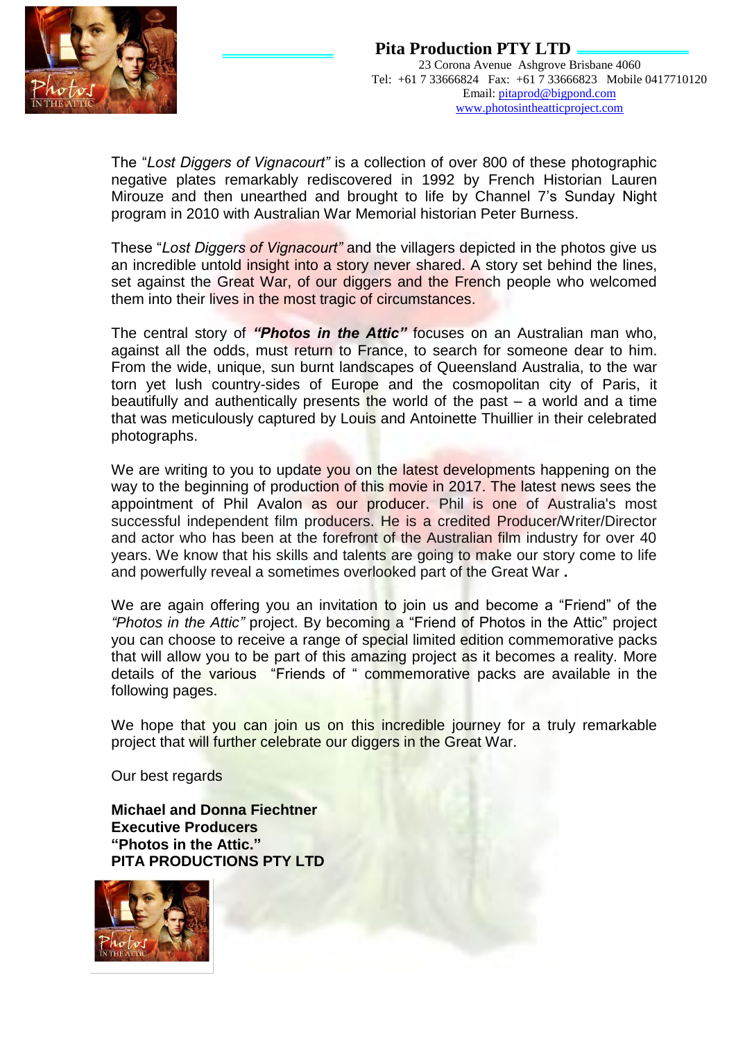**Pita Production PTY LTD**

23 Corona Avenue Ashgrove Brisbane 4060
Tel: +61 7 33666824 Fax: +61 7 33666823 Mobile 0417710120
Email: pitaprod@bigpond.com
www.photosintheatticproject.com

The "*Lost Diggers of Vignacourt"* is a collection of over 800 of these photographic negative plates remarkably rediscovered in 1992 by French Historian Lauren Mirouze and then unearthed and brought to life by Channel 7's Sunday Night program in 2010 with Australian War Memorial historian Peter Burness.

These "*Lost Diggers of Vignacourt"* and the villagers depicted in the photos give us an incredible untold insight into a story never shared. A story set behind the lines, set against the Great War, of our diggers and the French people who welcomed them into their lives in the most tragic of circumstances.

The central story of ***"Photos in the Attic"*** focuses on an Australian man who, against all the odds, must return to France, to search for someone dear to him. From the wide, unique, sun burnt landscapes of Queensland Australia, to the war torn yet lush country-sides of Europe and the cosmopolitan city of Paris, it beautifully and authentically presents the world of the past – a world and a time that was meticulously captured by Louis and Antoinette Thuillier in their celebrated photographs.

We are writing to you to update you on the latest developments happening on the way to the beginning of production of this movie in 2017. The latest news sees the appointment of Phil Avalon as our producer. Phil is one of Australia's most successful independent film producers. He is a credited Producer/Writer/Director and actor who has been at the forefront of the Australian film industry for over 40 years. We know that his skills and talents are going to make our story come to life and powerfully reveal a sometimes overlooked part of the Great War **.**

We are again offering you an invitation to join us and become a "Friend" of the *"Photos in the Attic"* project. By becoming a "Friend of Photos in the Attic" project you can choose to receive a range of special limited edition commemorative packs that will allow you to be part of this amazing project as it becomes a reality. More details of the various "Friends of " commemorative packs are available in the following pages.

We hope that you can join us on this incredible journey for a truly remarkable project that will further celebrate our diggers in the Great War.

Our best regards

**Michael and Donna Fiechtner**
**Executive Producers**
**"Photos in the Attic."**
**PITA PRODUCTIONS PTY LTD**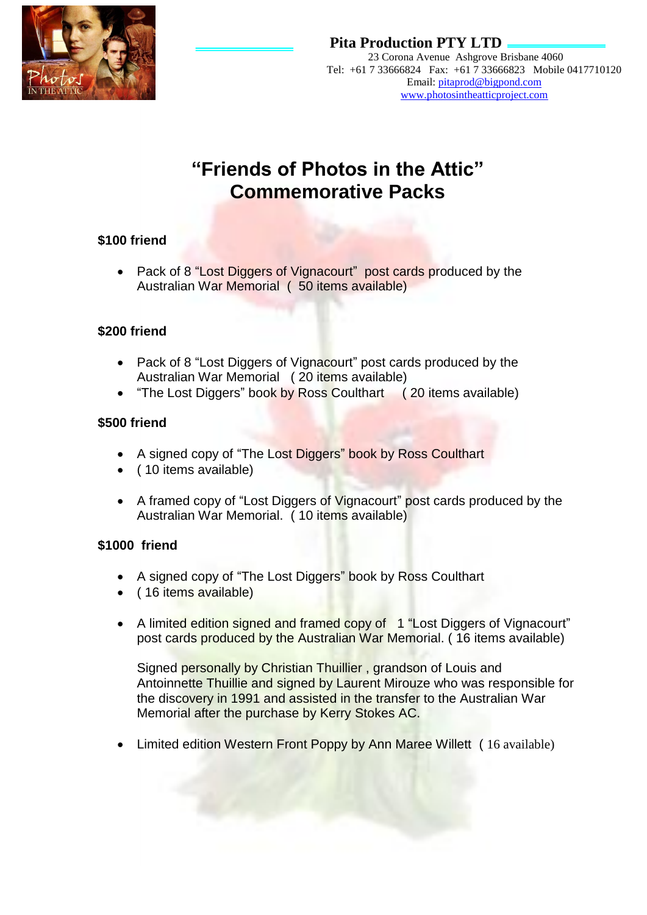**Pita Production PTY LTD**

23 Corona Avenue Ashgrove Brisbane 4060
Tel: +61 7 33666824 Fax: +61 7 33666823 Mobile 0417710120
Email: pitaprod@bigpond.com
www.photosintheatticproject.com

# "Friends of Photos in the Attic" Commemorative Packs

**$100 friend**

- Pack of 8 "Lost Diggers of Vignacourt" post cards produced by the Australian War Memorial ( 50 items available)

**$200 friend**

- Pack of 8 "Lost Diggers of Vignacourt" post cards produced by the Australian War Memorial ( 20 items available)
- "The Lost Diggers" book by Ross Coulthart ( 20 items available)

**$500 friend**

- A signed copy of "The Lost Diggers" book by Ross Coulthart
- ( 10 items available)

- A framed copy of "Lost Diggers of Vignacourt" post cards produced by the Australian War Memorial. ( 10 items available)

**$1000 friend**

- A signed copy of "The Lost Diggers" book by Ross Coulthart
- ( 16 items available)

- A limited edition signed and framed copy of 1 "Lost Diggers of Vignacourt" post cards produced by the Australian War Memorial. ( 16 items available)

  Signed personally by Christian Thuillier , grandson of Louis and Antoinnette Thuillie and signed by Laurent Mirouze who was responsible for the discovery in 1991 and assisted in the transfer to the Australian War Memorial after the purchase by Kerry Stokes AC.

- Limited edition Western Front Poppy by Ann Maree Willett ( 16 available)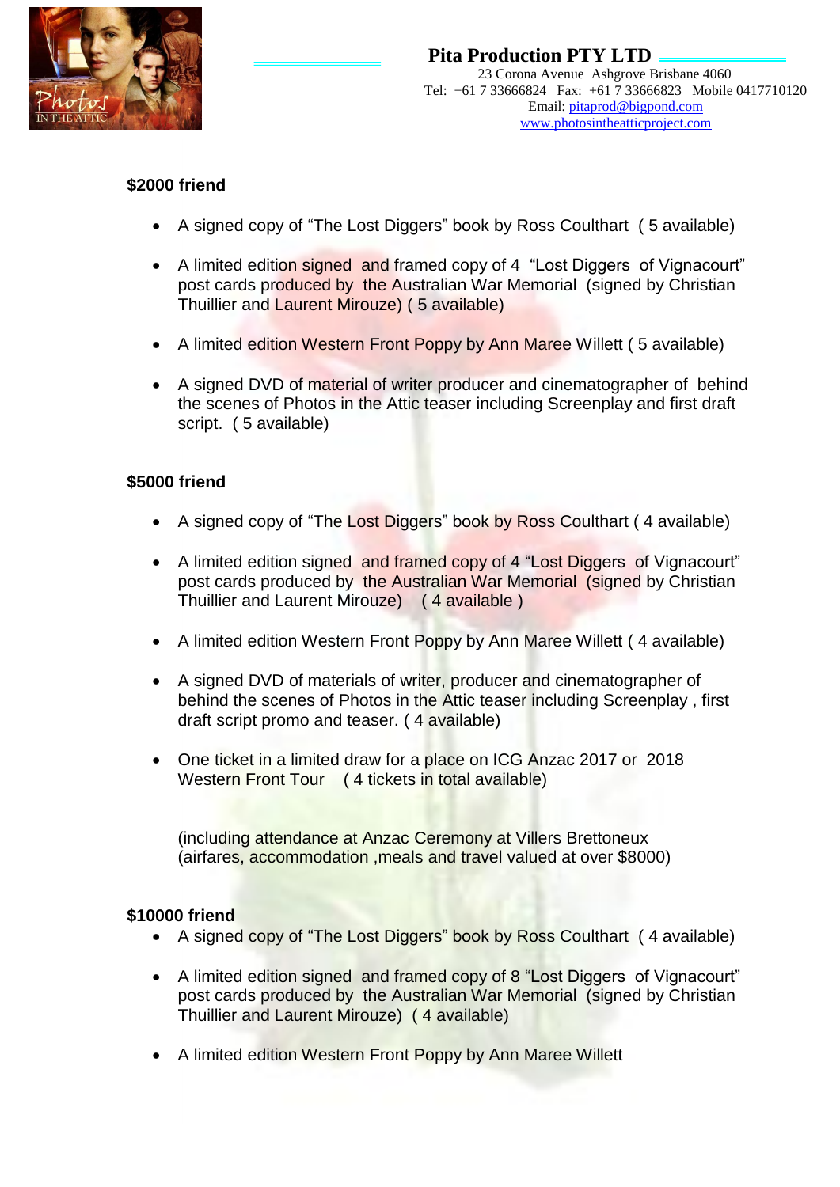**Pita Production PTY LTD**
23 Corona Avenue Ashgrove Brisbane 4060
Tel: +61 7 33666824 Fax: +61 7 33666823 Mobile 0417710120
Email: pitaprod@bigpond.com
www.photosintheatticproject.com

**$2000 friend**

- A signed copy of "The Lost Diggers" book by Ross Coulthart ( 5 available)
- A limited edition signed and framed copy of 4 "Lost Diggers of Vignacourt" post cards produced by the Australian War Memorial (signed by Christian Thuillier and Laurent Mirouze) ( 5 available)
- A limited edition Western Front Poppy by Ann Maree Willett ( 5 available)
- A signed DVD of material of writer producer and cinematographer of behind the scenes of Photos in the Attic teaser including Screenplay and first draft script. ( 5 available)

**$5000 friend**

- A signed copy of "The Lost Diggers" book by Ross Coulthart ( 4 available)
- A limited edition signed and framed copy of 4 "Lost Diggers of Vignacourt" post cards produced by the Australian War Memorial (signed by Christian Thuillier and Laurent Mirouze) ( 4 available )
- A limited edition Western Front Poppy by Ann Maree Willett ( 4 available)
- A signed DVD of materials of writer, producer and cinematographer of behind the scenes of Photos in the Attic teaser including Screenplay , first draft script promo and teaser. ( 4 available)
- One ticket in a limited draw for a place on ICG Anzac 2017 or 2018 Western Front Tour ( 4 tickets in total available)

  (including attendance at Anzac Ceremony at Villers Brettoneux (airfares, accommodation ,meals and travel valued at over $8000)

**$10000 friend**

- A signed copy of "The Lost Diggers" book by Ross Coulthart ( 4 available)
- A limited edition signed and framed copy of 8 "Lost Diggers of Vignacourt" post cards produced by the Australian War Memorial (signed by Christian Thuillier and Laurent Mirouze) ( 4 available)
- A limited edition Western Front Poppy by Ann Maree Willett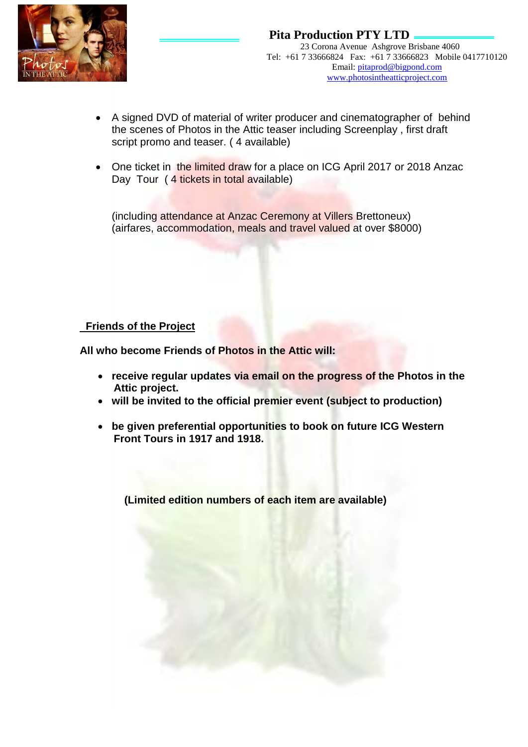**Pita Production PTY LTD**

23 Corona Avenue Ashgrove Brisbane 4060
Tel: +61 7 33666824 Fax: +61 7 33666823 Mobile 0417710120
Email: pitaprod@bigpond.com
www.photosintheatticproject.com

- A signed DVD of material of writer producer and cinematographer of behind the scenes of Photos in the Attic teaser including Screenplay , first draft script promo and teaser. ( 4 available)

- One ticket in the limited draw for a place on ICG April 2017 or 2018 Anzac Day Tour ( 4 tickets in total available)

  (including attendance at Anzac Ceremony at Villers Brettoneux)
  (airfares, accommodation, meals and travel valued at over $8000)

## Friends of the Project

**All who become Friends of Photos in the Attic will:**

- **receive regular updates via email on the progress of the Photos in the Attic project.**
- **will be invited to the official premier event (subject to production)**
- **be given preferential opportunities to book on future ICG Western Front Tours in 1917 and 1918.**

**(Limited edition numbers of each item are available)**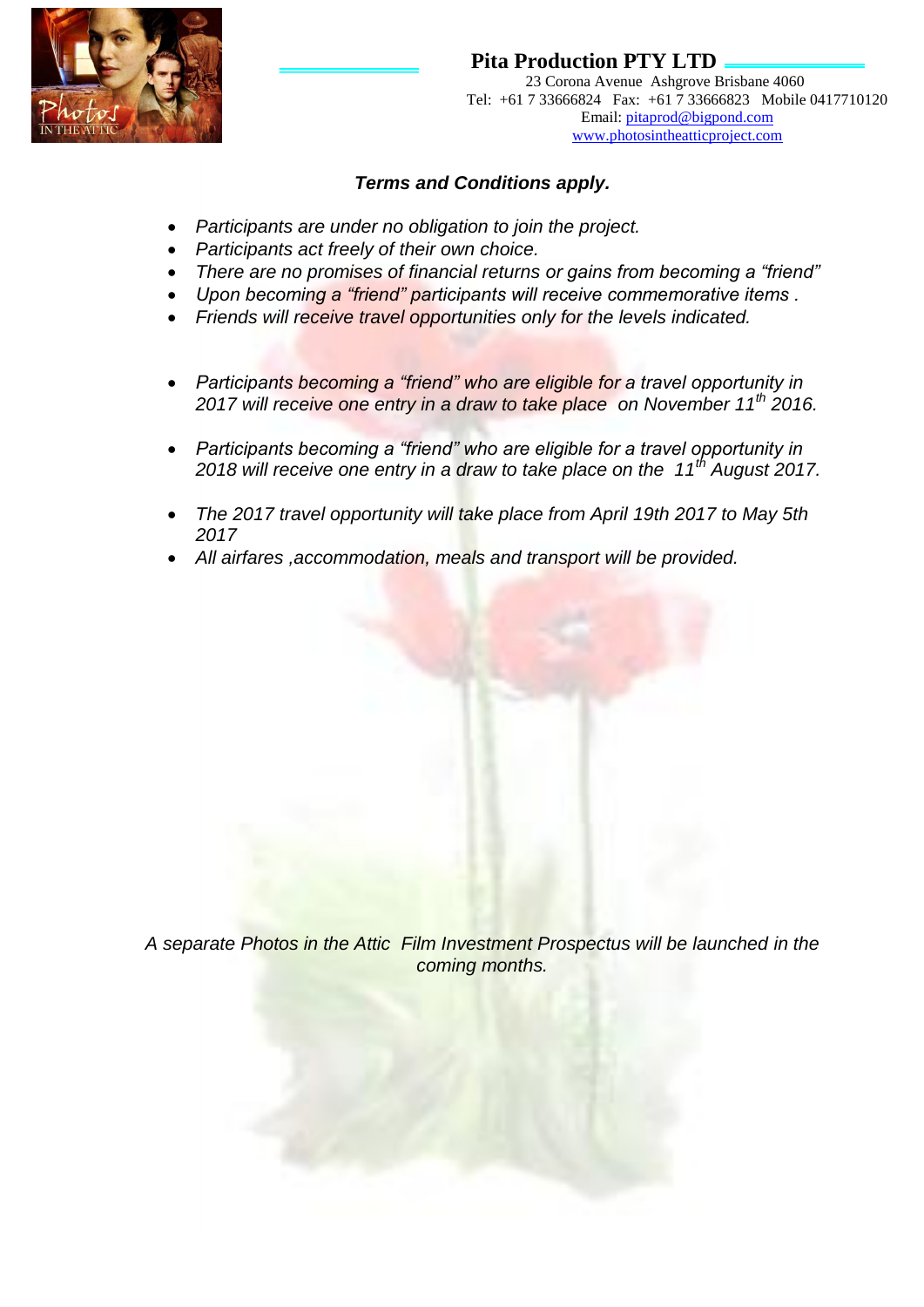**Pita Production PTY LTD**

23 Corona Avenue Ashgrove Brisbane 4060
Tel: +61 7 33666824 Fax: +61 7 33666823 Mobile 0417710120
Email: pitaprod@bigpond.com
www.photosintheatticproject.com

***Terms and Conditions apply.***

- *Participants are under no obligation to join the project.*
- *Participants act freely of their own choice.*
- *There are no promises of financial returns or gains from becoming a "friend"*
- *Upon becoming a "friend" participants will receive commemorative items .*
- *Friends will receive travel opportunities only for the levels indicated.*

- *Participants becoming a "friend" who are eligible for a travel opportunity in 2017 will receive one entry in a draw to take place on November 11th 2016.*

- *Participants becoming a "friend" who are eligible for a travel opportunity in 2018 will receive one entry in a draw to take place on the 11th August 2017.*

- *The 2017 travel opportunity will take place from April 19th 2017 to May 5th 2017*
- *All airfares ,accommodation, meals and transport will be provided.*

*A separate Photos in the Attic Film Investment Prospectus will be launched in the coming months.*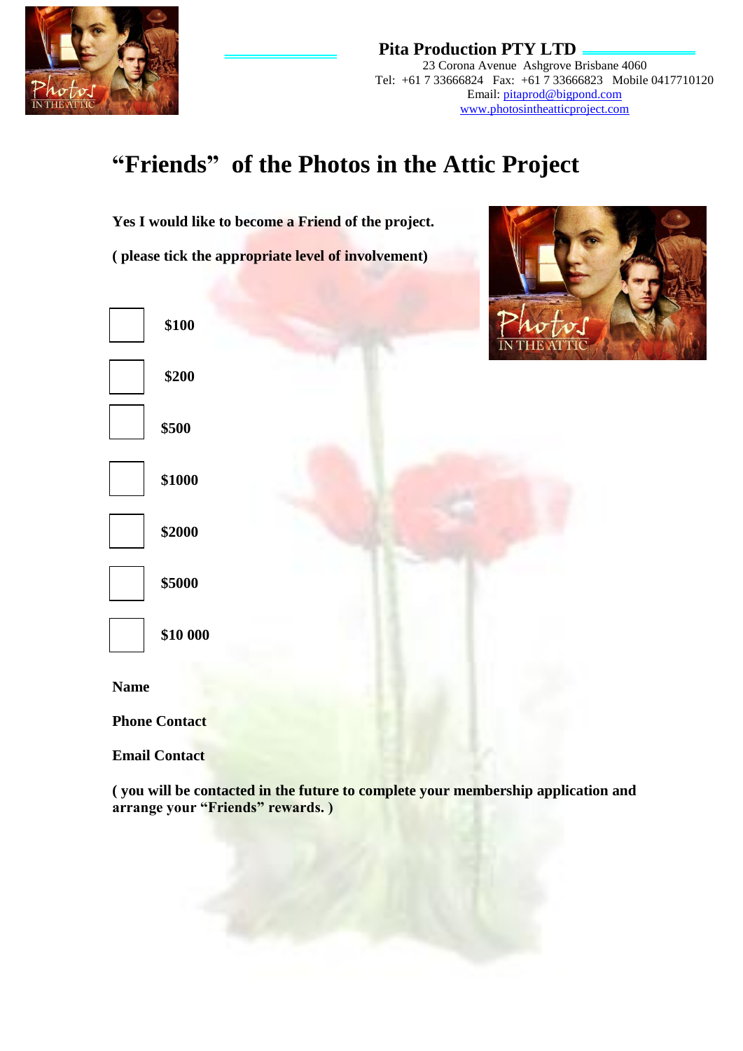**Pita Production PTY LTD**

23 Corona Avenue Ashgrove Brisbane 4060
Tel: +61 7 33666824 Fax: +61 7 33666823 Mobile 0417710120
Email: pitaprod@bigpond.com
www.photosintheatticproject.com

# "Friends" of the Photos in the Attic Project

**Yes I would like to become a Friend of the project.**

**( please tick the appropriate level of involvement)**

☐ **$100**

☐ **$200**

☐ **$500**

☐ **$1000**

☐ **$2000**

☐ **$5000**

☐ **$10 000**

**Name**

**Phone Contact**

**Email Contact**

**( you will be contacted in the future to complete your membership application and arrange your "Friends" rewards. )**